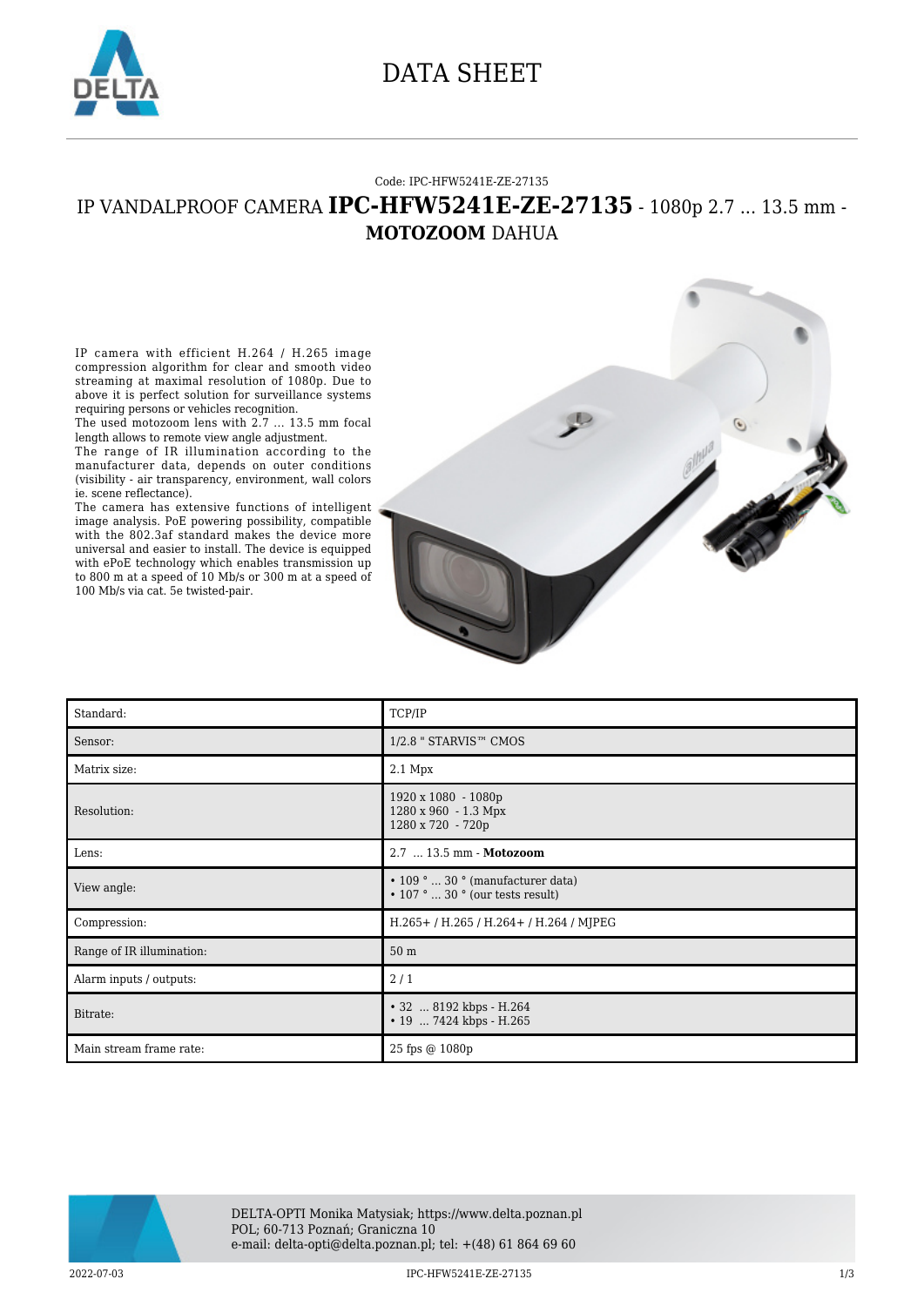# DATA SHEET

Code: IPC-HFW5241E-ZE-27135

## IP VANDALPROOF CAMERA **IPC-HFW5241E-ZE-27135** - 1080p 2.7 ... 13.5 mm - **MOTOZOOM** DAHUA

IP camera with efficient H.264 / H.265 image compression algorithm for clear and smooth video streaming at maximal resolution of 1080p. Due to above it is perfect solution for surveillance systems requiring persons or vehicles recognition.
The used motozoom lens with 2.7 ... 13.5 mm focal length allows to remote view angle adjustment.
The range of IR illumination according to the manufacturer data, depends on outer conditions (visibility - air transparency, environment, wall colors ie. scene reflectance).
The camera has extensive functions of intelligent image analysis. PoE powering possibility, compatible with the 802.3af standard makes the device more universal and easier to install. The device is equipped with ePoE technology which enables transmission up to 800 m at a speed of 10 Mb/s or 300 m at a speed of 100 Mb/s via cat. 5e twisted-pair.

| | |
|---|---|
| Standard: | TCP/IP |
| Sensor: | 1/2.8 " STARVIS™ CMOS |
| Matrix size: | 2.1 Mpx |
| Resolution: | 1920 x 1080 - 1080p<br>1280 x 960 - 1.3 Mpx<br>1280 x 720 - 720p |
| Lens: | 2.7 ... 13.5 mm - **Motozoom** |
| View angle: | • 109 ° ... 30 ° (manufacturer data)<br>• 107 ° ... 30 ° (our tests result) |
| Compression: | H.265+ / H.265 / H.264+ / H.264 / MJPEG |
| Range of IR illumination: | 50 m |
| Alarm inputs / outputs: | 2 / 1 |
| Bitrate: | • 32 ... 8192 kbps - H.264<br>• 19 ... 7424 kbps - H.265 |
| Main stream frame rate: | 25 fps @ 1080p |

DELTA-OPTI Monika Matysiak; https://www.delta.poznan.pl
POL; 60-713 Poznań; Graniczna 10
e-mail: delta-opti@delta.poznan.pl; tel: +(48) 61 864 69 60

2022-07-03 IPC-HFW5241E-ZE-27135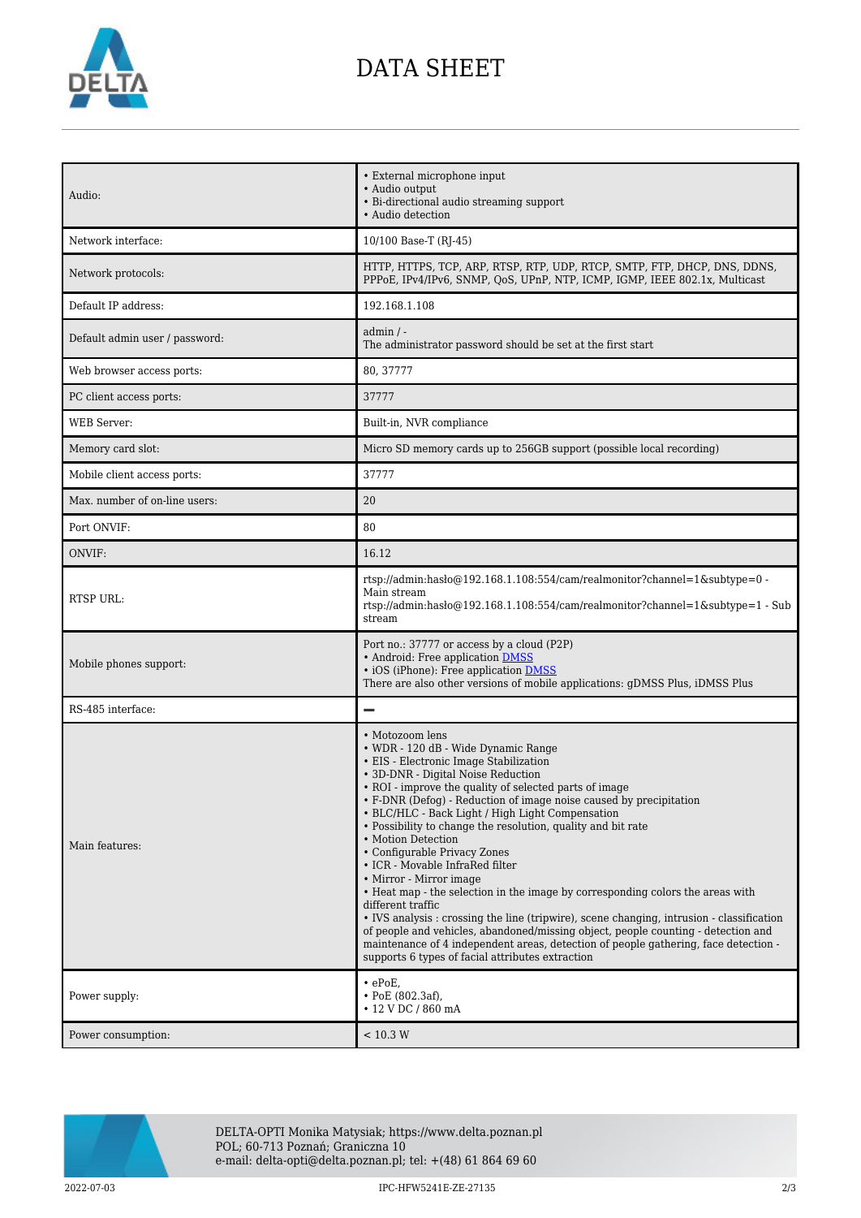| | |
|---|---|
| Audio: | • External microphone input<br>• Audio output<br>• Bi-directional audio streaming support<br>• Audio detection |
| Network interface: | 10/100 Base-T (RJ-45) |
| Network protocols: | HTTP, HTTPS, TCP, ARP, RTSP, RTP, UDP, RTCP, SMTP, FTP, DHCP, DNS, DDNS, PPPoE, IPv4/IPv6, SNMP, QoS, UPnP, NTP, ICMP, IGMP, IEEE 802.1x, Multicast |
| Default IP address: | 192.168.1.108 |
| Default admin user / password: | admin / -<br>The administrator password should be set at the first start |
| Web browser access ports: | 80, 37777 |
| PC client access ports: | 37777 |
| WEB Server: | Built-in, NVR compliance |
| Memory card slot: | Micro SD memory cards up to 256GB support (possible local recording) |
| Mobile client access ports: | 37777 |
| Max. number of on-line users: | 20 |
| Port ONVIF: | 80 |
| ONVIF: | 16.12 |
| RTSP URL: | rtsp://admin:hasło@192.168.1.108:554/cam/realmonitor?channel=1&subtype=0 - Main stream<br>rtsp://admin:hasło@192.168.1.108:554/cam/realmonitor?channel=1&subtype=1 - Sub stream |
| Mobile phones support: | Port no.: 37777 or access by a cloud (P2P)<br>• Android: Free application DMSS<br>• iOS (iPhone): Free application DMSS<br>There are also other versions of mobile applications: gDMSS Plus, iDMSS Plus |
| RS-485 interface: | – |
| Main features: | • Motozoom lens<br>• WDR - 120 dB - Wide Dynamic Range<br>• EIS - Electronic Image Stabilization<br>• 3D-DNR - Digital Noise Reduction<br>• ROI - improve the quality of selected parts of image<br>• F-DNR (Defog) - Reduction of image noise caused by precipitation<br>• BLC/HLC - Back Light / High Light Compensation<br>• Possibility to change the resolution, quality and bit rate<br>• Motion Detection<br>• Configurable Privacy Zones<br>• ICR - Movable InfraRed filter<br>• Mirror - Mirror image<br>• Heat map - the selection in the image by corresponding colors the areas with different traffic<br>• IVS analysis : crossing the line (tripwire), scene changing, intrusion - classification of people and vehicles, abandoned/missing object, people counting - detection and maintenance of 4 independent areas, detection of people gathering, face detection - supports 6 types of facial attributes extraction |
| Power supply: | • ePoE,<br>• PoE (802.3af),<br>• 12 V DC / 860 mA |
| Power consumption: | < 10.3 W |

DELTA-OPTI Monika Matysiak; https://www.delta.poznan.pl
POL; 60-713 Poznań; Graniczna 10
e-mail: delta-opti@delta.poznan.pl; tel: +(48) 61 864 69 60

2022-07-03 IPC-HFW5241E-ZE-27135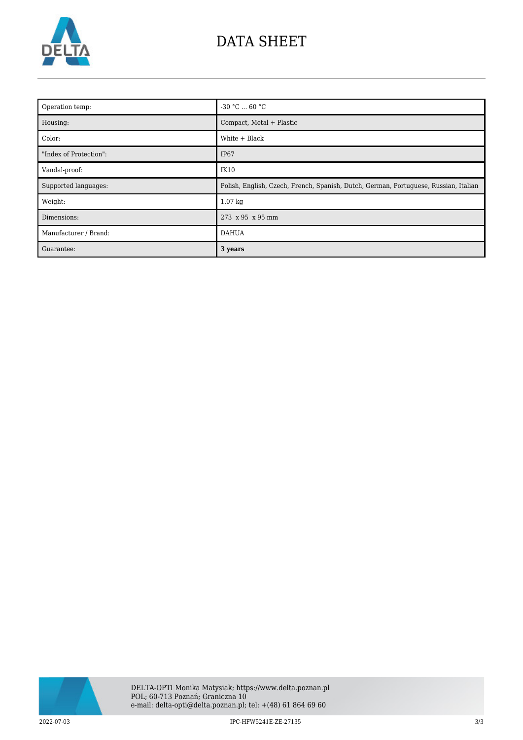# DATA SHEET

| | |
|---|---|
| Operation temp: | -30 °C ... 60 °C |
| Housing: | Compact, Metal + Plastic |
| Color: | White + Black |
| "Index of Protection": | IP67 |
| Vandal-proof: | IK10 |
| Supported languages: | Polish, English, Czech, French, Spanish, Dutch, German, Portuguese, Russian, Italian |
| Weight: | 1.07 kg |
| Dimensions: | 273  x 95  x 95 mm |
| Manufacturer / Brand: | DAHUA |
| Guarantee: | **3 years** |

DELTA-OPTI Monika Matysiak; https://www.delta.poznan.pl
POL; 60-713 Poznań; Graniczna 10
e-mail: delta-opti@delta.poznan.pl; tel: +(48) 61 864 69 60

2022-07-03 IPC-HFW5241E-ZE-27135